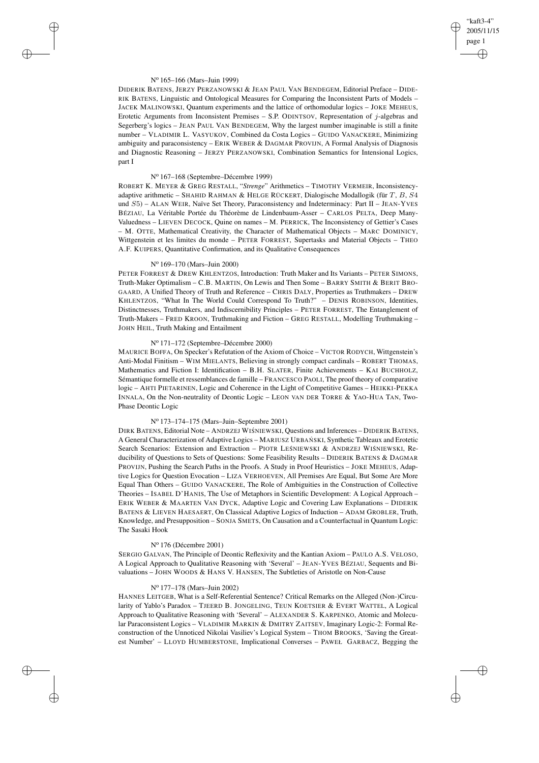N° 165–166 (Mars–Juin 1999)

DIDERIK BATENS, JERZY PERZANOWSKI & JEAN PAUL VAN BENDEGEM, Editorial Preface – DIDERIK BATENS, Linguistic and Ontological Measures for Comparing the Inconsistent Parts of Models – JACEK MALINOWSKI, Quantum experiments and the lattice of orthomodular logics – JOKE MEHEUS, Erotetic Arguments from Inconsistent Premises – S.P. ODINTSOV, Representation of $j$-algebras and Segerberg's logics – JEAN PAUL VAN BENDEGEM, Why the largest number imaginable is still a finite number – VLADIMIR L. VASYUKOV, Combined da Costa Logics – GUIDO VANACKERE, Minimizing ambiguity and paraconsistency – ERIK WEBER & DAGMAR PROVIJN, A Formal Analysis of Diagnosis and Diagnostic Reasoning – JERZY PERZANOWSKI, Combination Semantics for Intensional Logics, part I

N° 167–168 (Septembre–Décembre 1999)

ROBERT K. MEYER & GREG RESTALL, "*Strenge*" Arithmetics – TIMOTHY VERMEIR, Inconsistency-adaptive arithmetic – SHAHID RAHMAN & HELGE RÜCKERT, Dialogische Modallogik (für $T$, $B$, $S4$ und $S5$) – ALAN WEIR, Naïve Set Theory, Paraconsistency and Indeterminacy: Part II – JEAN-YVES BÉZIAU, La Véritable Portée du Théorème de Lindenbaum-Asser – CARLOS PELTA, Deep Many-Valuedness – LIEVEN DECOCK, Quine on names – M. PERRICK, The Inconsistency of Gettier's Cases – M. OTTE, Mathematical Creativity, the Character of Mathematical Objects – MARC DOMINICY, Wittgenstein et les limites du monde – PETER FORREST, Supertasks and Material Objects – THEO A.F. KUIPERS, Quantitative Confirmation, and its Qualitative Consequences

N° 169–170 (Mars–Juin 2000)

PETER FORREST & DREW KHLENTZOS, Introduction: Truth Maker and Its Variants – PETER SIMONS, Truth-Maker Optimalism – C.B. MARTIN, On Lewis and Then Some – BARRY SMITH & BERIT BROGAARD, A Unified Theory of Truth and Reference – CHRIS DALY, Properties as Truthmakers – DREW KHLENTZOS, "What In The World Could Correspond To Truth?" – DENIS ROBINSON, Identities, Distinctnesses, Truthmakers, and Indiscernibility Principles – PETER FORREST, The Entanglement of Truth-Makers – FRED KROON, Truthmaking and Fiction – GREG RESTALL, Modelling Truthmaking – JOHN HEIL, Truth Making and Entailment

N° 171–172 (Septembre–Décembre 2000)

MAURICE BOFFA, On Specker's Refutation of the Axiom of Choice – VICTOR RODYCH, Wittgenstein's Anti-Modal Finitism – WIM MIELANTS, Believing in strongly compact cardinals – ROBERT THOMAS, Mathematics and Fiction I: Identification – B.H. SLATER, Finite Achievements – KAI BUCHHOLZ, Sémantique formelle et ressemblances de famille – FRANCESCO PAOLI, The proof theory of comparative logic – AHTI PIETARINEN, Logic and Coherence in the Light of Competitive Games – HEIKKI-PEKKA INNALA, On the Non-neutrality of Deontic Logic – LEON VAN DER TORRE & YAO-HUA TAN, Two-Phase Deontic Logic

N° 173–174–175 (Mars–Juin–Septembre 2001)

DIRK BATENS, Editorial Note – ANDRZEJ WIŚNIEWSKI, Questions and Inferences – DIDERIK BATENS, A General Characterization of Adaptive Logics – MARIUSZ URBAŃSKI, Synthetic Tableaux and Erotetic Search Scenarios: Extension and Extraction – PIOTR LEŚNIEWSKI & ANDRZEJ WIŚNIEWSKI, Reducibility of Questions to Sets of Questions: Some Feasibility Results – DIDERIK BATENS & DAGMAR PROVIJN, Pushing the Search Paths in the Proofs. A Study in Proof Heuristics – JOKE MEHEUS, Adaptive Logics for Question Evocation – LIZA VERHOEVEN, All Premises Are Equal, But Some Are More Equal Than Others – GUIDO VANACKERE, The Role of Ambiguities in the Construction of Collective Theories – ISABEL D'HANIS, The Use of Metaphors in Scientific Development: A Logical Approach – ERIK WEBER & MAARTEN VAN DYCK, Adaptive Logic and Covering Law Explanations – DIDERIK BATENS & LIEVEN HAESAERT, On Classical Adaptive Logics of Induction – ADAM GROBLER, Truth, Knowledge, and Presupposition – SONJA SMETS, On Causation and a Counterfactual in Quantum Logic: The Sasaki Hook

N° 176 (Décembre 2001)

SERGIO GALVAN, The Principle of Deontic Reflexivity and the Kantian Axiom – PAULO A.S. VELOSO, A Logical Approach to Qualitative Reasoning with 'Several' – JEAN-YVES BÉZIAU, Sequents and Bivaluations – JOHN WOODS & HANS V. HANSEN, The Subtleties of Aristotle on Non-Cause

N° 177–178 (Mars–Juin 2002)

HANNES LEITGEB, What is a Self-Referential Sentence? Critical Remarks on the Alleged (Non-)Circularity of Yablo's Paradox – TJEERD B. JONGELING, TEUN KOETSIER & EVERT WATTEL, A Logical Approach to Qualitative Reasoning with 'Several' – ALEXANDER S. KARPENKO, Atomic and Molecular Paraconsistent Logics – VLADIMIR MARKIN & DMITRY ZAITSEV, Imaginary Logic-2: Formal Reconstruction of the Unnoticed Nikolai Vasiliev's Logical System – THOM BROOKS, 'Saving the Greatest Number' – LLOYD HUMBERSTONE, Implicational Converses – PAWEŁ GARBACZ, Begging the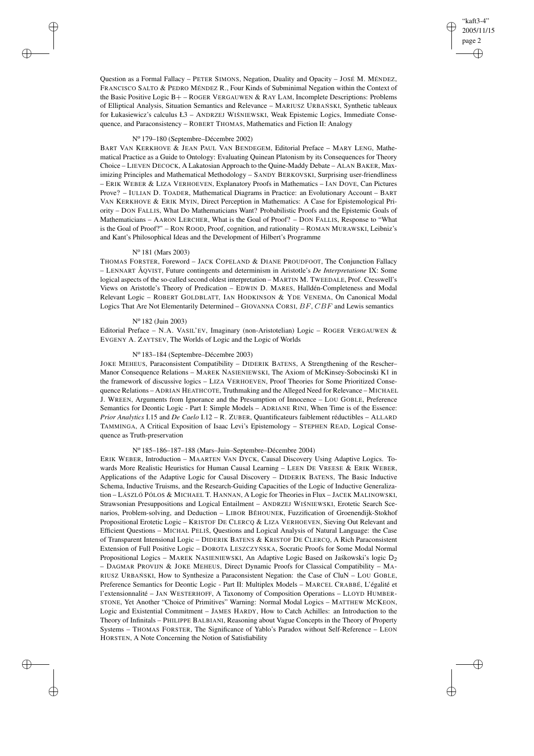Question as a Formal Fallacy – PETER SIMONS, Negation, Duality and Opacity – JOSÉ M. MÉNDEZ, FRANCISCO SALTO & PEDRO MÉNDEZ R., Four Kinds of Subminimal Negation within the Context of the Basic Positive Logic B+ – ROGER VERGAUWEN & RAY LAM, Incomplete Descriptions: Problems of Elliptical Analysis, Situation Semantics and Relevance – MARIUSZ URBAŃSKI, Synthetic tableaux for Łukasiewicz's calculus Ł3 – ANDRZEJ WIŚNIEWSKI, Weak Epistemic Logics, Immediate Consequence, and Paraconsistency – ROBERT THOMAS, Mathematics and Fiction II: Analogy

Nº 179–180 (Septembre–Décembre 2002)

BART VAN KERKHOVE & JEAN PAUL VAN BENDEGEM, Editorial Preface – MARY LENG, Mathematical Practice as a Guide to Ontology: Evaluating Quinean Platonism by its Consequences for Theory Choice – LIEVEN DECOCK, A Lakatosian Approach to the Quine-Maddy Debate – ALAN BAKER, Maximizing Principles and Mathematical Methodology – SANDY BERKOVSKI, Surprising user-friendliness – ERIK WEBER & LIZA VERHOEVEN, Explanatory Proofs in Mathematics – IAN DOVE, Can Pictures Prove? – IULIAN D. TOADER, Mathematical Diagrams in Practice: an Evolutionary Account – BART VAN KERKHOVE & ERIK MYIN, Direct Perception in Mathematics: A Case for Epistemological Priority – DON FALLIS, What Do Mathematicians Want? Probabilistic Proofs and the Epistemic Goals of Mathematicians – AARON LERCHER, What is the Goal of Proof? – DON FALLIS, Response to "What is the Goal of Proof?" – RON ROOD, Proof, cognition, and rationality – ROMAN MURAWSKI, Leibniz's and Kant's Philosophical Ideas and the Development of Hilbert's Programme

Nº 181 (Mars 2003)

THOMAS FORSTER, Foreword – JACK COPELAND & DIANE PROUDFOOT, The Conjunction Fallacy – LENNART ÅQVIST, Future contingents and determinism in Aristotle's *De Interpretatione* IX: Some logical aspects of the so-called second oldest interpretation – MARTIN M. TWEEDALE, Prof. Cresswell's Views on Aristotle's Theory of Predication – EDWIN D. MARES, Halldén-Completeness and Modal Relevant Logic – ROBERT GOLDBLATT, IAN HODKINSON & YDE VENEMA, On Canonical Modal Logics That Are Not Elementarily Determined – GIOVANNA CORSI, $BF$, $CBF$ and Lewis semantics

Nº 182 (Juin 2003)

Editorial Preface – N.A. VASIL'EV, Imaginary (non-Aristotelian) Logic – ROGER VERGAUWEN & EVGENY A. ZAYTSEV, The Worlds of Logic and the Logic of Worlds

Nº 183–184 (Septembre–Décembre 2003)

JOKE MEHEUS, Paraconsistent Compatibility – DIDERIK BATENS, A Strengthening of the Rescher–Manor Consequence Relations – MAREK NASIENIEWSKI, The Axiom of McKinsey-Sobocinski K1 in the framework of discussive logics – LIZA VERHOEVEN, Proof Theories for Some Prioritized Consequence Relations – ADRIAN HEATHCOTE, Truthmaking and the Alleged Need for Relevance – MICHAEL J. WREEN, Arguments from Ignorance and the Presumption of Innocence – LOU GOBLE, Preference Semantics for Deontic Logic - Part I: Simple Models – ADRIANE RINI, When Time is of the Essence: *Prior Analytics* I.15 and *De Caelo* I.12 – R. ZUBER, Quantificateurs faiblement réductibles – ALLARD TAMMINGA, A Critical Exposition of Isaac Levi's Epistemology – STEPHEN READ, Logical Consequence as Truth-preservation

Nº 185–186–187–188 (Mars–Juin–Septembre–Décembre 2004)

ERIK WEBER, Introduction – MAARTEN VAN DYCK, Causal Discovery Using Adaptive Logics. Towards More Realistic Heuristics for Human Causal Learning – LEEN DE VREESE & ERIK WEBER, Applications of the Adaptive Logic for Causal Discovery – DIDERIK BATENS, The Basic Inductive Schema, Inductive Truisms, and the Research-Guiding Capacities of the Logic of Inductive Generalization – LÁSZLÓ PÓLOS & MICHAEL T. HANNAN, A Logic for Theories in Flux – JACEK MALINOWSKI, Strawsonian Presuppositions and Logical Entailment – ANDRZEJ WIŚNIEWSKI, Erotetic Search Scenarios, Problem-solving, and Deduction – LIBOR BĚHOUNEK, Fuzzification of Groenendijk-Stokhof Propositional Erotetic Logic – KRISTOF DE CLERCQ & LIZA VERHOEVEN, Sieving Out Relevant and Efficient Questions – MICHAL PELIŠ, Questions and Logical Analysis of Natural Language: the Case of Transparent Intensional Logic – DIDERIK BATENS & KRISTOF DE CLERCQ, A Rich Paraconsistent Extension of Full Positive Logic – DOROTA LESZCZYŃSKA, Socratic Proofs for Some Modal Normal Propositional Logics – MAREK NASIENIEWSKI, An Adaptive Logic Based on Jaśkowski's logic $D_2$ – DAGMAR PROVIJN & JOKE MEHEUS, Direct Dynamic Proofs for Classical Compatibility – MARIUSZ URBAŃSKI, How to Synthesize a Paraconsistent Negation: the Case of CluN – LOU GOBLE, Preference Semantics for Deontic Logic - Part II: Multiplex Models – MARCEL CRABBÉ, L'égalité et l'extensionnalité – JAN WESTERHOFF, A Taxonomy of Composition Operations – LLOYD HUMBERSTONE, Yet Another "Choice of Primitives" Warning: Normal Modal Logics – MATTHEW MCKEON, Logic and Existential Commitment – JAMES HARDY, How to Catch Achilles: an Introduction to the Theory of Infinitals – PHILIPPE BALBIANI, Reasoning about Vague Concepts in the Theory of Property Systems – THOMAS FORSTER, The Significance of Yablo's Paradox without Self-Reference – LEON HORSTEN, A Note Concerning the Notion of Satisfiability